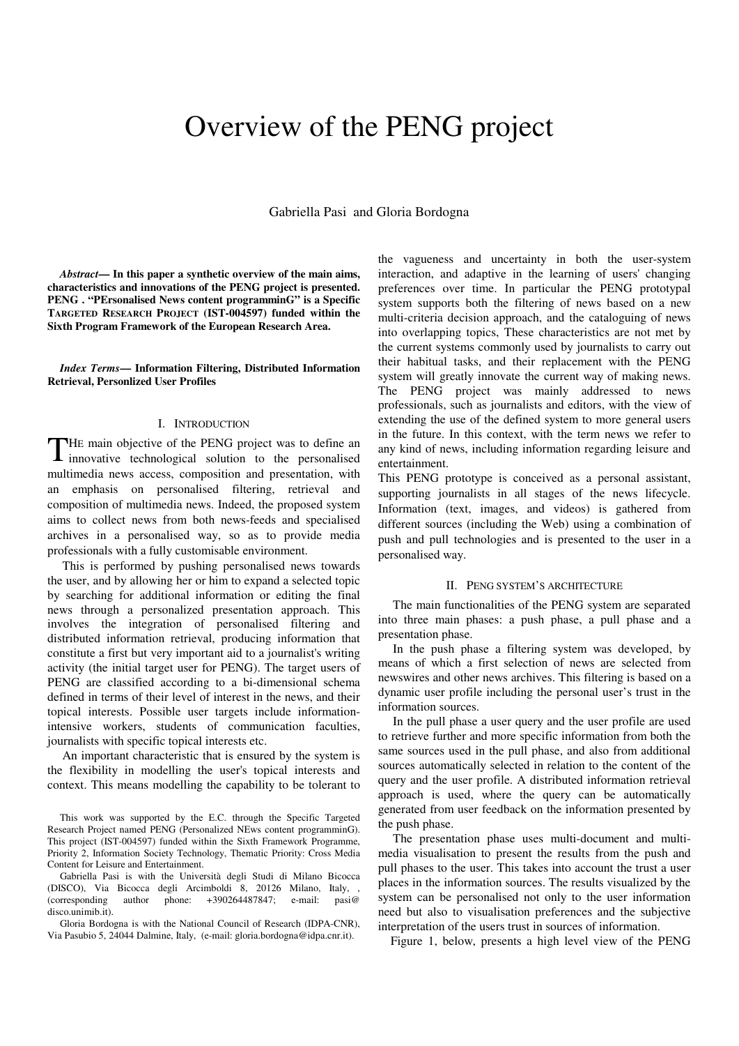# Overview of the PENG project

Gabriella Pasi and Gloria Bordogna

***Abstract*— In this paper a synthetic overview of the main aims, characteristics and innovations of the PENG project is presented. PENG . "PErsonalised News content programminG" is a Specific TARGETED RESEARCH PROJECT (IST-004597) funded within the Sixth Program Framework of the European Research Area.**

***Index Terms*— Information Filtering, Distributed Information Retrieval, Personlized User Profiles**

## I. INTRODUCTION

THE main objective of the PENG project was to define an innovative technological solution to the personalised multimedia news access, composition and presentation, with an emphasis on personalised filtering, retrieval and composition of multimedia news. Indeed, the proposed system aims to collect news from both news-feeds and specialised archives in a personalised way, so as to provide media professionals with a fully customisable environment.

This is performed by pushing personalised news towards the user, and by allowing her or him to expand a selected topic by searching for additional information or editing the final news through a personalized presentation approach. This involves the integration of personalised filtering and distributed information retrieval, producing information that constitute a first but very important aid to a journalist's writing activity (the initial target user for PENG). The target users of PENG are classified according to a bi-dimensional schema defined in terms of their level of interest in the news, and their topical interests. Possible user targets include information-intensive workers, students of communication faculties, journalists with specific topical interests etc.

An important characteristic that is ensured by the system is the flexibility in modelling the user's topical interests and context. This means modelling the capability to be tolerant to the vagueness and uncertainty in both the user-system interaction, and adaptive in the learning of users' changing preferences over time. In particular the PENG prototypal system supports both the filtering of news based on a new multi-criteria decision approach, and the cataloguing of news into overlapping topics, These characteristics are not met by the current systems commonly used by journalists to carry out their habitual tasks, and their replacement with the PENG system will greatly innovate the current way of making news. The PENG project was mainly addressed to news professionals, such as journalists and editors, with the view of extending the use of the defined system to more general users in the future. In this context, with the term news we refer to any kind of news, including information regarding leisure and entertainment.

This PENG prototype is conceived as a personal assistant, supporting journalists in all stages of the news lifecycle. Information (text, images, and videos) is gathered from different sources (including the Web) using a combination of push and pull technologies and is presented to the user in a personalised way.

## II. PENG SYSTEM'S ARCHITECTURE

The main functionalities of the PENG system are separated into three main phases: a push phase, a pull phase and a presentation phase.

In the push phase a filtering system was developed, by means of which a first selection of news are selected from newswires and other news archives. This filtering is based on a dynamic user profile including the personal user's trust in the information sources.

In the pull phase a user query and the user profile are used to retrieve further and more specific information from both the same sources used in the pull phase, and also from additional sources automatically selected in relation to the content of the query and the user profile. A distributed information retrieval approach is used, where the query can be automatically generated from user feedback on the information presented by the push phase.

The presentation phase uses multi-document and multi-media visualisation to present the results from the push and pull phases to the user. This takes into account the trust a user places in the information sources. The results visualized by the system can be personalised not only to the user information need but also to visualisation preferences and the subjective interpretation of the users trust in sources of information.

Figure 1, below, presents a high level view of the PENG

---

This work was supported by the E.C. through the Specific Targeted Research Project named PENG (Personalized NEws content programminG). This project (IST-004597) funded within the Sixth Framework Programme, Priority 2, Information Society Technology, Thematic Priority: Cross Media Content for Leisure and Entertainment.

Gabriella Pasi is with the Università degli Studi di Milano Bicocca (DISCO), Via Bicocca degli Arcimboldi 8, 20126 Milano, Italy, , (corresponding author phone: +390264487847; e-mail: pasi@ disco.unimib.it).

Gloria Bordogna is with the National Council of Research (IDPA-CNR), Via Pasubio 5, 24044 Dalmine, Italy, (e-mail: gloria.bordogna@idpa.cnr.it).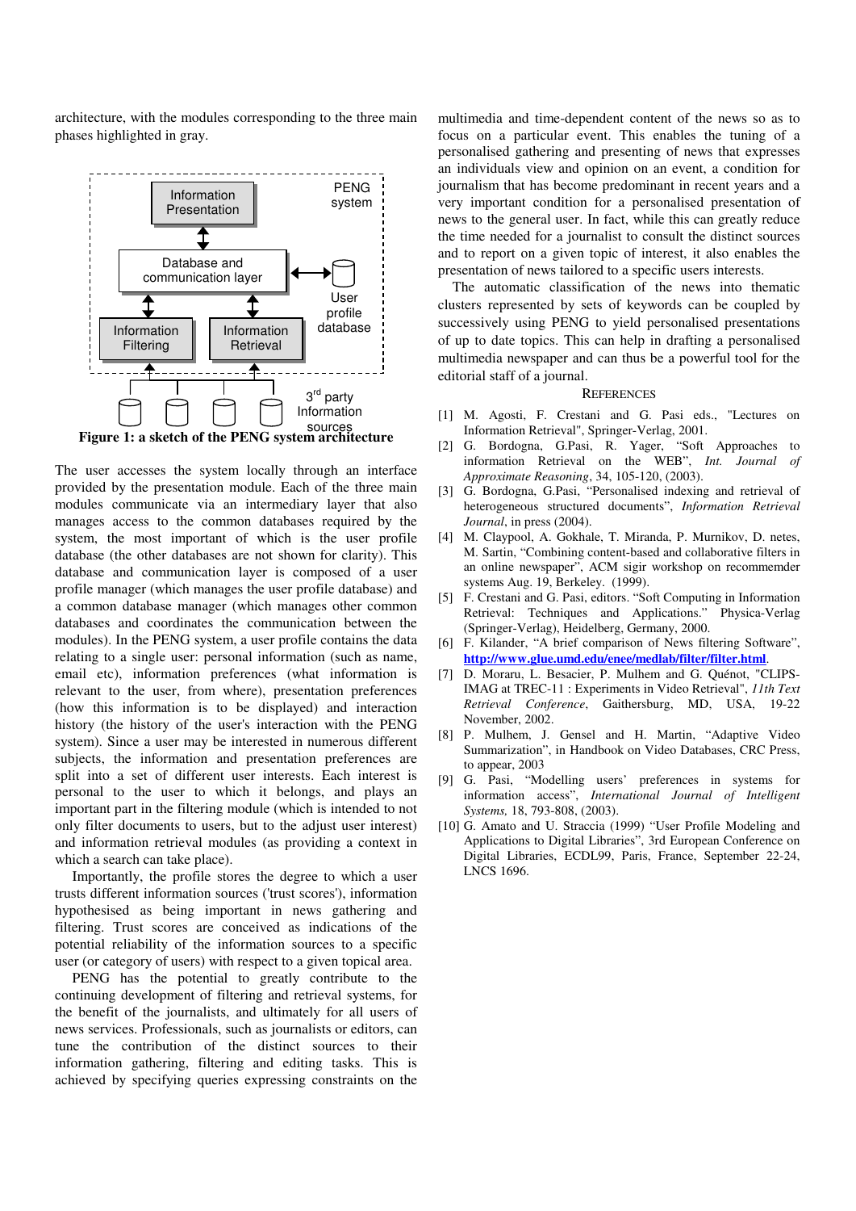architecture, with the modules corresponding to the three main phases highlighted in gray.

Information Presentation

PENG system

Database and communication layer

User profile database

Information Filtering

Information Retrieval

3rd party Information sources

**Figure 1: a sketch of the PENG system architecture**

The user accesses the system locally through an interface provided by the presentation module. Each of the three main modules communicate via an intermediary layer that also manages access to the common databases required by the system, the most important of which is the user profile database (the other databases are not shown for clarity). This database and communication layer is composed of a user profile manager (which manages the user profile database) and a common database manager (which manages other common databases and coordinates the communication between the modules). In the PENG system, a user profile contains the data relating to a single user: personal information (such as name, email etc), information preferences (what information is relevant to the user, from where), presentation preferences (how this information is to be displayed) and interaction history (the history of the user's interaction with the PENG system). Since a user may be interested in numerous different subjects, the information and presentation preferences are split into a set of different user interests. Each interest is personal to the user to which it belongs, and plays an important part in the filtering module (which is intended to not only filter documents to users, but to the adjust user interest) and information retrieval modules (as providing a context in which a search can take place).

Importantly, the profile stores the degree to which a user trusts different information sources ('trust scores'), information hypothesised as being important in news gathering and filtering. Trust scores are conceived as indications of the potential reliability of the information sources to a specific user (or category of users) with respect to a given topical area.

PENG has the potential to greatly contribute to the continuing development of filtering and retrieval systems, for the benefit of the journalists, and ultimately for all users of news services. Professionals, such as journalists or editors, can tune the contribution of the distinct sources to their information gathering, filtering and editing tasks. This is achieved by specifying queries expressing constraints on the multimedia and time-dependent content of the news so as to focus on a particular event. This enables the tuning of a personalised gathering and presenting of news that expresses an individuals view and opinion on an event, a condition for journalism that has become predominant in recent years and a very important condition for a personalised presentation of news to the general user. In fact, while this can greatly reduce the time needed for a journalist to consult the distinct sources and to report on a given topic of interest, it also enables the presentation of news tailored to a specific users interests.

The automatic classification of the news into thematic clusters represented by sets of keywords can be coupled by successively using PENG to yield personalised presentations of up to date topics. This can help in drafting a personalised multimedia newspaper and can thus be a powerful tool for the editorial staff of a journal.

## REFERENCES

[1] M. Agosti, F. Crestani and G. Pasi eds., "Lectures on Information Retrieval", Springer-Verlag, 2001.

[2] G. Bordogna, G.Pasi, R. Yager, "Soft Approaches to information Retrieval on the WEB", *Int. Journal of Approximate Reasoning*, 34, 105-120, (2003).

[3] G. Bordogna, G.Pasi, "Personalised indexing and retrieval of heterogeneous structured documents", *Information Retrieval Journal*, in press (2004).

[4] M. Claypool, A. Gokhale, T. Miranda, P. Murnikov, D. netes, M. Sartin, "Combining content-based and collaborative filters in an online newspaper", ACM sigir workshop on recommemder systems Aug. 19, Berkeley. (1999).

[5] F. Crestani and G. Pasi, editors. "Soft Computing in Information Retrieval: Techniques and Applications." Physica-Verlag (Springer-Verlag), Heidelberg, Germany, 2000.

[6] F. Kilander, "A brief comparison of News filtering Software", **http://www.glue.umd.edu/enee/medlab/filter/filter.html**.

[7] D. Moraru, L. Besacier, P. Mulhem and G. Quénot, "CLIPS-IMAG at TREC-11 : Experiments in Video Retrieval", *11th Text Retrieval Conference*, Gaithersburg, MD, USA, 19-22 November, 2002.

[8] P. Mulhem, J. Gensel and H. Martin, "Adaptive Video Summarization", in Handbook on Video Databases, CRC Press, to appear, 2003

[9] G. Pasi, "Modelling users' preferences in systems for information access", *International Journal of Intelligent Systems,* 18, 793-808, (2003).

[10] G. Amato and U. Straccia (1999) "User Profile Modeling and Applications to Digital Libraries", 3rd European Conference on Digital Libraries, ECDL99, Paris, France, September 22-24, LNCS 1696.